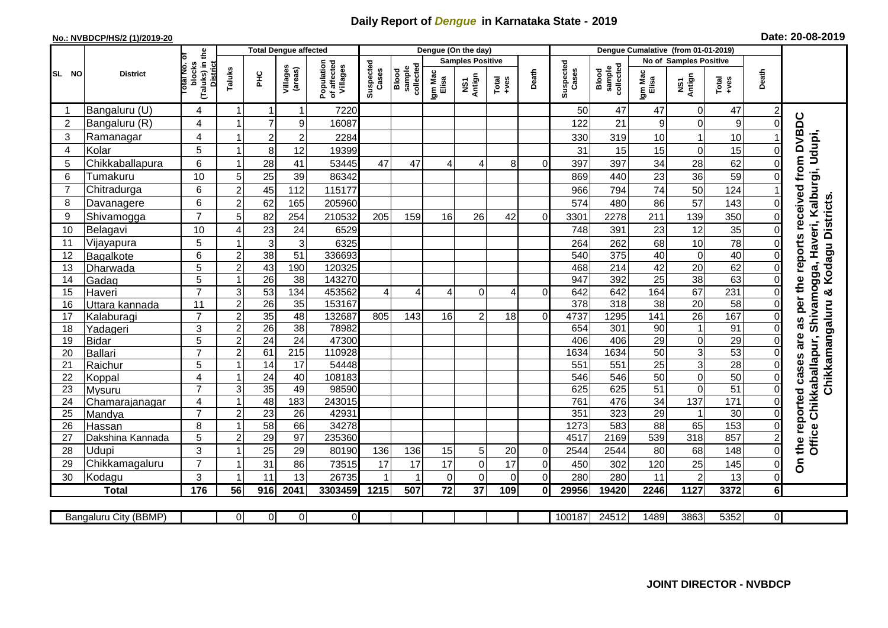# Daily Report of *Dengue* in Karnataka State - 2019

**No.: NVBDCP/HS/2 (1)/2019-20**

**Date: 20-08-2019**

| SL NO | District | Total No. of blocks (Taluks) in the District | Total Dengue affected | | | | Dengue (On the day) | | | | | | | Dengue Cumalative (from 01-01-2019) | | | | | | | |
|---|---|---|---|---|---|---|---|---|---|---|---|---|---|---|---|---|---|---|---|---|
| | | | Taluks | PHC | Villages (areas) | Population of affected Villages | Suspected Cases | Blood sample collected | Samples Positive | | | Death | Suspected Cases | Blood sample collected | No of Samples Positive | | | Death | |
| | | | | | | | | | Igm Mac Elisa | NS1 Antign | Total +ves | | | | Igm Mac Elisa | NS1 Antign | Total +ves | | |
| 1 | Bangaluru (U) | 4 | 1 | 1 | 1 | 7220 | | | | | | | 50 | 47 | 47 | 0 | 47 | 2 | On the reported cases are as per the reports received from DVBDC Office Chikkaballapur, Shivamogga, Haveri, Kalburgi, Udupi, Chikkamangaluru & Kodagu Districts. |
| 2 | Bangaluru (R) | 4 | 1 | 7 | 9 | 16087 | | | | | | | 122 | 21 | 9 | 0 | 9 | 0 | |
| 3 | Ramanagar | 4 | 1 | 2 | 2 | 2284 | | | | | | | 330 | 319 | 10 | 1 | 10 | 1 | |
| 4 | Kolar | 5 | 1 | 8 | 12 | 19399 | | | | | | | 31 | 15 | 15 | 0 | 15 | 0 | |
| 5 | Chikkaballapura | 6 | 1 | 28 | 41 | 53445 | 47 | 47 | 4 | 4 | 8 | 0 | 397 | 397 | 34 | 28 | 62 | 0 | |
| 6 | Tumakuru | 10 | 5 | 25 | 39 | 86342 | | | | | | | 869 | 440 | 23 | 36 | 59 | 0 | |
| 7 | Chitradurga | 6 | 2 | 45 | 112 | 115177 | | | | | | | 966 | 794 | 74 | 50 | 124 | 1 | |
| 8 | Davanagere | 6 | 2 | 62 | 165 | 205960 | | | | | | | 574 | 480 | 86 | 57 | 143 | 0 | |
| 9 | Shivamogga | 7 | 5 | 82 | 254 | 210532 | 205 | 159 | 16 | 26 | 42 | 0 | 3301 | 2278 | 211 | 139 | 350 | 0 | |
| 10 | Belagavi | 10 | 4 | 23 | 24 | 6529 | | | | | | | 748 | 391 | 23 | 12 | 35 | 0 | |
| 11 | Vijayapura | 5 | 1 | 3 | 3 | 6325 | | | | | | | 264 | 262 | 68 | 10 | 78 | 0 | |
| 12 | Bagalkote | 6 | 2 | 38 | 51 | 336693 | | | | | | | 540 | 375 | 40 | 0 | 40 | 0 | |
| 13 | Dharwada | 5 | 2 | 43 | 190 | 120325 | | | | | | | 468 | 214 | 42 | 20 | 62 | 0 | |
| 14 | Gadag | 5 | 1 | 26 | 38 | 143270 | | | | | | | 947 | 392 | 25 | 38 | 63 | 0 | |
| 15 | Haveri | 7 | 3 | 53 | 134 | 453562 | 4 | 4 | 4 | 0 | 4 | 0 | 642 | 642 | 164 | 67 | 231 | 0 | |
| 16 | Uttara kannada | 11 | 2 | 26 | 35 | 153167 | | | | | | | 378 | 318 | 38 | 20 | 58 | 0 | |
| 17 | Kalaburagi | 7 | 2 | 35 | 48 | 132687 | 805 | 143 | 16 | 2 | 18 | 0 | 4737 | 1295 | 141 | 26 | 167 | 0 | |
| 18 | Yadageri | 3 | 2 | 26 | 38 | 78982 | | | | | | | 654 | 301 | 90 | 1 | 91 | 0 | |
| 19 | Bidar | 5 | 2 | 24 | 24 | 47300 | | | | | | | 406 | 406 | 29 | 0 | 29 | 0 | |
| 20 | Ballari | 7 | 2 | 61 | 215 | 110928 | | | | | | | 1634 | 1634 | 50 | 3 | 53 | 0 | |
| 21 | Raichur | 5 | 1 | 14 | 17 | 54448 | | | | | | | 551 | 551 | 25 | 3 | 28 | 0 | |
| 22 | Koppal | 4 | 1 | 24 | 40 | 108183 | | | | | | | 546 | 546 | 50 | 0 | 50 | 0 | |
| 23 | Mysuru | 7 | 3 | 35 | 49 | 98590 | | | | | | | 625 | 625 | 51 | 0 | 51 | 0 | |
| 24 | Chamarajanagar | 4 | 1 | 48 | 183 | 243015 | | | | | | | 761 | 476 | 34 | 137 | 171 | 0 | |
| 25 | Mandya | 7 | 2 | 23 | 26 | 42931 | | | | | | | 351 | 323 | 29 | 1 | 30 | 0 | |
| 26 | Hassan | 8 | 1 | 58 | 66 | 34278 | | | | | | | 1273 | 583 | 88 | 65 | 153 | 0 | |
| 27 | Dakshina Kannada | 5 | 2 | 29 | 97 | 235360 | | | | | | | 4517 | 2169 | 539 | 318 | 857 | 2 | |
| 28 | Udupi | 3 | 1 | 25 | 29 | 80190 | 136 | 136 | 15 | 5 | 20 | 0 | 2544 | 2544 | 80 | 68 | 148 | 0 | |
| 29 | Chikkamagaluru | 7 | 1 | 31 | 86 | 73515 | 17 | 17 | 17 | 0 | 17 | 0 | 450 | 302 | 120 | 25 | 145 | 0 | |
| 30 | Kodagu | 3 | 1 | 11 | 13 | 26735 | 1 | 1 | 0 | 0 | 0 | 0 | 280 | 280 | 11 | 2 | 13 | 0 | |
| | **Total** | **176** | **56** | **916** | **2041** | **3303459** | **1215** | **507** | **72** | **37** | **109** | **0** | **29956** | **19420** | **2246** | **1127** | **3372** | **6** | |

| Bangaluru City (BBMP) | | 0 | 0 | 0 | 0 | | | | | | | 100187 | 24512 | 1489 | 3863 | 5352 | 0 |
|---|---|---|---|---|---|---|---|---|---|---|---|---|---|---|---|---|---|

**JOINT DIRECTOR - NVBDCP**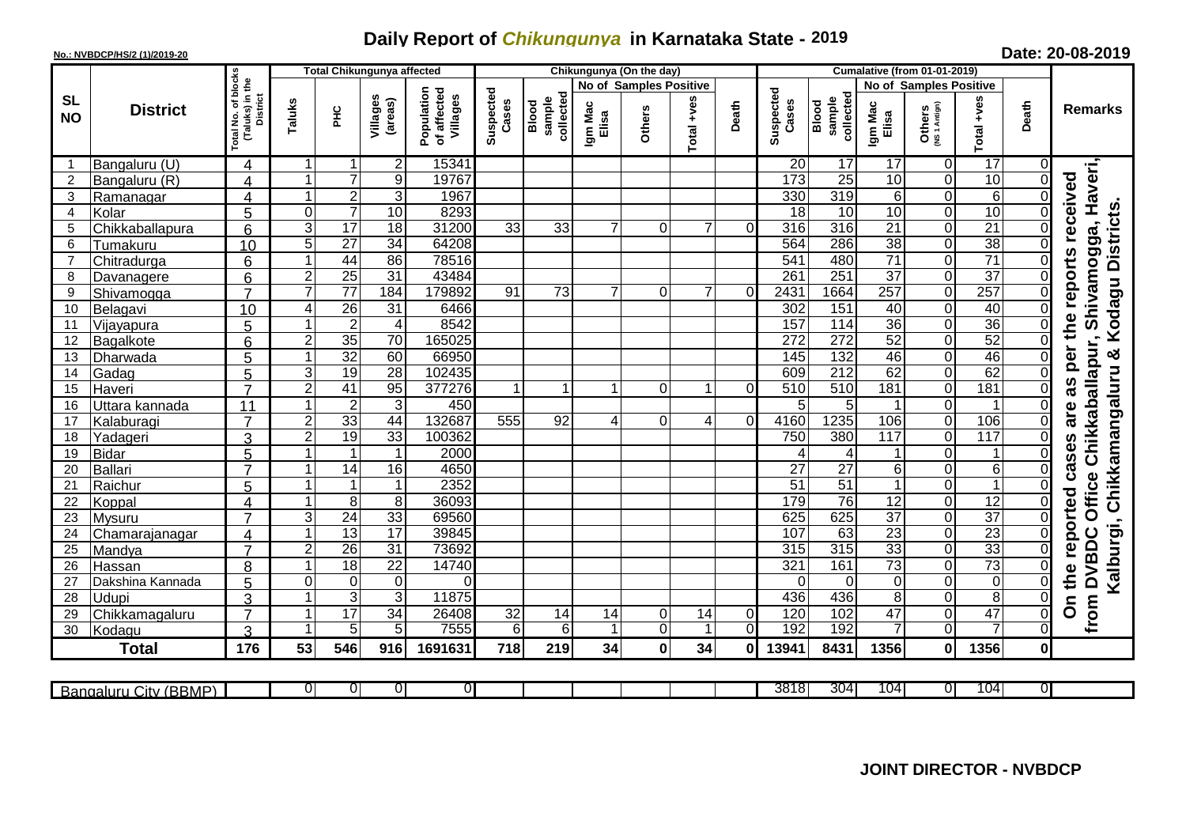# Daily Report of *Chikungunya* in Karnataka State - 2019

**No.: NVBDCP/HS/2 (1)/2019-20**

**Date: 20-08-2019**

| SL NO | District | Total No. of blocks (Taluks) in the District | Total Chikungunya affected | | | | Chikungunya (On the day) | | | | | | | Cumalative (from 01-01-2019) | | | | | | | Remarks |
|---|---|---|---|---|---|---|---|---|---|---|---|---|---|---|---|---|---|---|---|---|---|
| | | | | | | | | | No of Samples Positive | | | | | | | No of Samples Positive | | | | | |
| | | | Taluks | PHC | Villages (areas) | Population of affected Villages | Suspected Cases | Blood sample collected | Igm Mac Elisa | Others | Total +ves | Death | Suspected Cases | Blood sample collected | Igm Mac Elisa | Others (NS 1 Antign) | Total +ves | Death | |
| 1 | Bangaluru (U) | 4 | 1 | 1 | 2 | 15341 | | | | | | | 20 | 17 | 17 | 0 | 17 | 0 | On the reported cases are as per the reports received from DVBDC Office Chikkaballapur, Shivamogga, Haveri, Kalburgi, Chikkamangaluru & Kodagu Districts. |
| 2 | Bangaluru (R) | 4 | 1 | 7 | 9 | 19767 | | | | | | | 173 | 25 | 10 | 0 | 10 | 0 | |
| 3 | Ramanagar | 4 | 1 | 2 | 3 | 1967 | | | | | | | 330 | 319 | 6 | 0 | 6 | 0 | |
| 4 | Kolar | 5 | 0 | 7 | 10 | 8293 | | | | | | | 18 | 10 | 10 | 0 | 10 | 0 | |
| 5 | Chikkaballapura | 6 | 3 | 17 | 18 | 31200 | 33 | 33 | 7 | 0 | 7 | 0 | 316 | 316 | 21 | 0 | 21 | 0 | |
| 6 | Tumakuru | 10 | 5 | 27 | 34 | 64208 | | | | | | | 564 | 286 | 38 | 0 | 38 | 0 | |
| 7 | Chitradurga | 6 | 1 | 44 | 86 | 78516 | | | | | | | 541 | 480 | 71 | 0 | 71 | 0 | |
| 8 | Davanagere | 6 | 2 | 25 | 31 | 43484 | | | | | | | 261 | 251 | 37 | 0 | 37 | 0 | |
| 9 | Shivamogga | 7 | 7 | 77 | 184 | 179892 | 91 | 73 | 7 | 0 | 7 | 0 | 2431 | 1664 | 257 | 0 | 257 | 0 | |
| 10 | Belagavi | 10 | 4 | 26 | 31 | 6466 | | | | | | | 302 | 151 | 40 | 0 | 40 | 0 | |
| 11 | Vijayapura | 5 | 1 | 2 | 4 | 8542 | | | | | | | 157 | 114 | 36 | 0 | 36 | 0 | |
| 12 | Bagalkote | 6 | 2 | 35 | 70 | 165025 | | | | | | | 272 | 272 | 52 | 0 | 52 | 0 | |
| 13 | Dharwada | 5 | 1 | 32 | 60 | 66950 | | | | | | | 145 | 132 | 46 | 0 | 46 | 0 | |
| 14 | Gadag | 5 | 3 | 19 | 28 | 102435 | | | | | | | 609 | 212 | 62 | 0 | 62 | 0 | |
| 15 | Haveri | 7 | 2 | 41 | 95 | 377276 | 1 | 1 | 1 | 0 | 1 | 0 | 510 | 510 | 181 | 0 | 181 | 0 | |
| 16 | Uttara kannada | 11 | 1 | 2 | 3 | 450 | | | | | | | 5 | 5 | 1 | 0 | 1 | 0 | |
| 17 | Kalaburagi | 7 | 2 | 33 | 44 | 132687 | 555 | 92 | 4 | 0 | 4 | 0 | 4160 | 1235 | 106 | 0 | 106 | 0 | |
| 18 | Yadageri | 3 | 2 | 19 | 33 | 100362 | | | | | | | 750 | 380 | 117 | 0 | 117 | 0 | |
| 19 | Bidar | 5 | 1 | 1 | 1 | 2000 | | | | | | | 4 | 4 | 1 | 0 | 1 | 0 | |
| 20 | Ballari | 7 | 1 | 14 | 16 | 4650 | | | | | | | 27 | 27 | 6 | 0 | 6 | 0 | |
| 21 | Raichur | 5 | 1 | 1 | 1 | 2352 | | | | | | | 51 | 51 | 1 | 0 | 1 | 0 | |
| 22 | Koppal | 4 | 1 | 8 | 8 | 36093 | | | | | | | 179 | 76 | 12 | 0 | 12 | 0 | |
| 23 | Mysuru | 7 | 3 | 24 | 33 | 69560 | | | | | | | 625 | 625 | 37 | 0 | 37 | 0 | |
| 24 | Chamarajanagar | 4 | 1 | 13 | 17 | 39845 | | | | | | | 107 | 63 | 23 | 0 | 23 | 0 | |
| 25 | Mandya | 7 | 2 | 26 | 31 | 73692 | | | | | | | 315 | 315 | 33 | 0 | 33 | 0 | |
| 26 | Hassan | 8 | 1 | 18 | 22 | 14740 | | | | | | | 321 | 161 | 73 | 0 | 73 | 0 | |
| 27 | Dakshina Kannada | 5 | 0 | 0 | 0 | 0 | | | | | | | 0 | 0 | 0 | 0 | 0 | 0 | |
| 28 | Udupi | 3 | 1 | 3 | 3 | 11875 | | | | | | | 436 | 436 | 8 | 0 | 8 | 0 | |
| 29 | Chikkamagaluru | 7 | 1 | 17 | 34 | 26408 | 32 | 14 | 14 | 0 | 14 | 0 | 120 | 102 | 47 | 0 | 47 | 0 | |
| 30 | Kodagu | 3 | 1 | 5 | 5 | 7555 | 6 | 6 | 1 | 0 | 1 | 0 | 192 | 192 | 7 | 0 | 7 | 0 | |
| **Total** | | **176** | **53** | **546** | **916** | **1691631** | **718** | **219** | **34** | **0** | **34** | **0** | **13941** | **8431** | **1356** | **0** | **1356** | **0** | |
| Bangaluru City (BBMP) | | | 0 | 0 | 0 | 0 | | | | | | | 3818 | 304 | 104 | 0 | 104 | 0 | |

**JOINT DIRECTOR - NVBDCP**